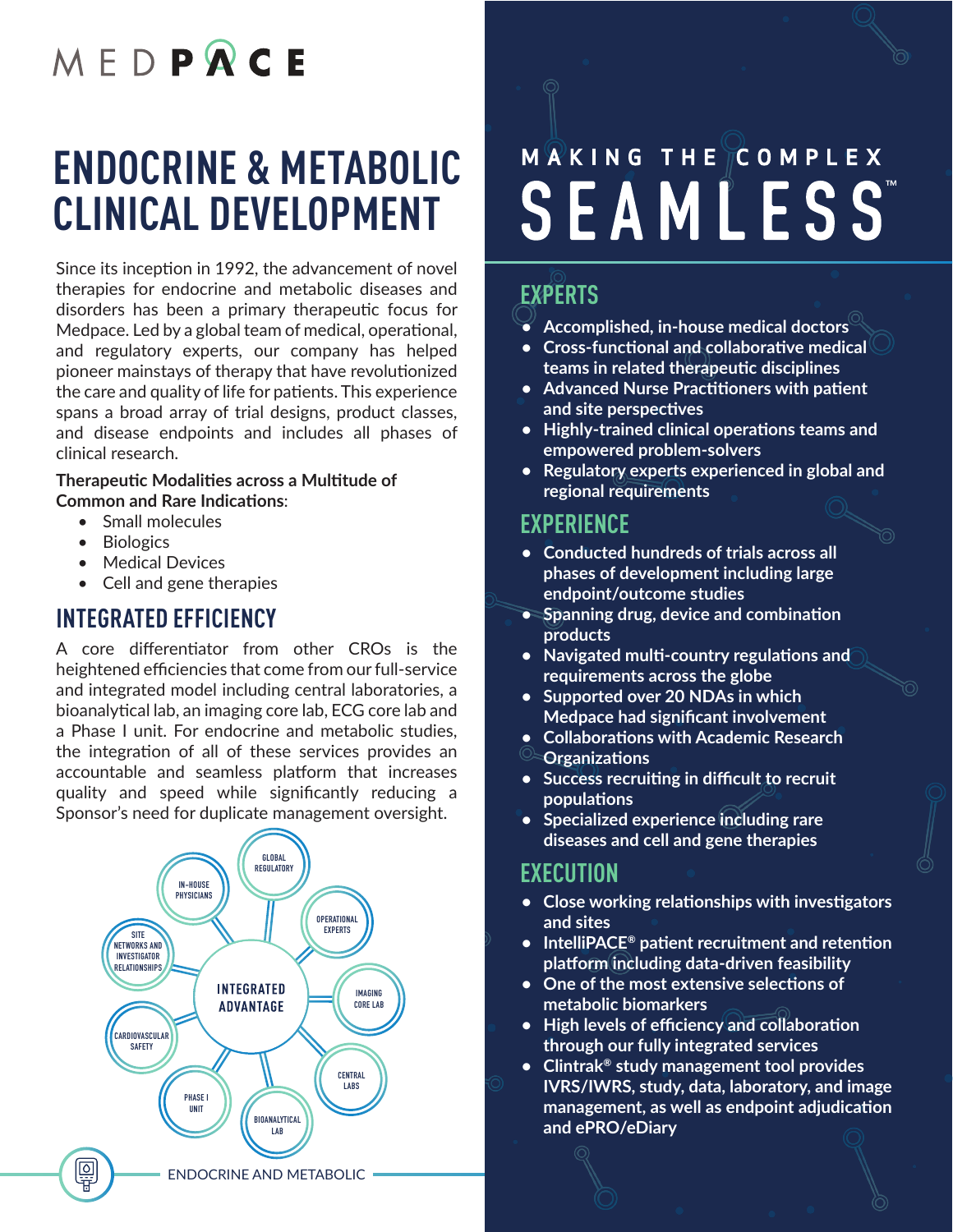MEDPACE

# ENDOCRINE & METABOLIC CLINICAL DEVELOPMENT

Since its inception in 1992, the advancement of novel therapies for endocrine and metabolic diseases and disorders has been a primary therapeutic focus for Medpace. Led by a global team of medical, operational, and regulatory experts, our company has helped pioneer mainstays of therapy that have revolutionized the care and quality of life for patients. This experience spans a broad array of trial designs, product classes, and disease endpoints and includes all phases of clinical research.

**Therapeutic Modalities across a Multitude of Common and Rare Indications**:

- Small molecules
- Biologics
- Medical Devices
- Cell and gene therapies

## INTEGRATED EFFICIENCY

A core differentiator from other CROs is the heightened efficiencies that come from our full-service and integrated model including central laboratories, a bioanalytical lab, an imaging core lab, ECG core lab and a Phase I unit. For endocrine and metabolic studies, the integration of all of these services provides an accountable and seamless platform that increases quality and speed while significantly reducing a Sponsor's need for duplicate management oversight.

INTEGRATED ADVANTAGE: GLOBAL REGULATORY, OPERATIONAL EXPERTS, IMAGING CORE LAB, CENTRAL LABS, BIOANALYTICAL LAB, PHASE I UNIT, CARDIOVASCULAR SAFETY, SITE NETWORKS AND INVESTIGATOR RELATIONSHIPS, IN-HOUSE PHYSICIANS

# MAKING THE COMPLEX SEAMLESS™

## EXPERTS

- Accomplished, in-house medical doctors
- Cross-functional and collaborative medical teams in related therapeutic disciplines
- Advanced Nurse Practitioners with patient and site perspectives
- Highly-trained clinical operations teams and empowered problem-solvers
- Regulatory experts experienced in global and regional requirements

## EXPERIENCE

- Conducted hundreds of trials across all phases of development including large endpoint/outcome studies
- Spanning drug, device and combination products
- Navigated multi-country regulations and requirements across the globe
- Supported over 20 NDAs in which Medpace had significant involvement
- Collaborations with Academic Research Organizations
- Success recruiting in difficult to recruit populations
- Specialized experience including rare diseases and cell and gene therapies

## EXECUTION

- Close working relationships with investigators and sites
- IntelliPACE® patient recruitment and retention platform including data-driven feasibility
- One of the most extensive selections of metabolic biomarkers
- High levels of efficiency and collaboration through our fully integrated services
- Clintrak® study management tool provides IVRS/IWRS, study, data, laboratory, and image management, as well as endpoint adjudication and ePRO/eDiary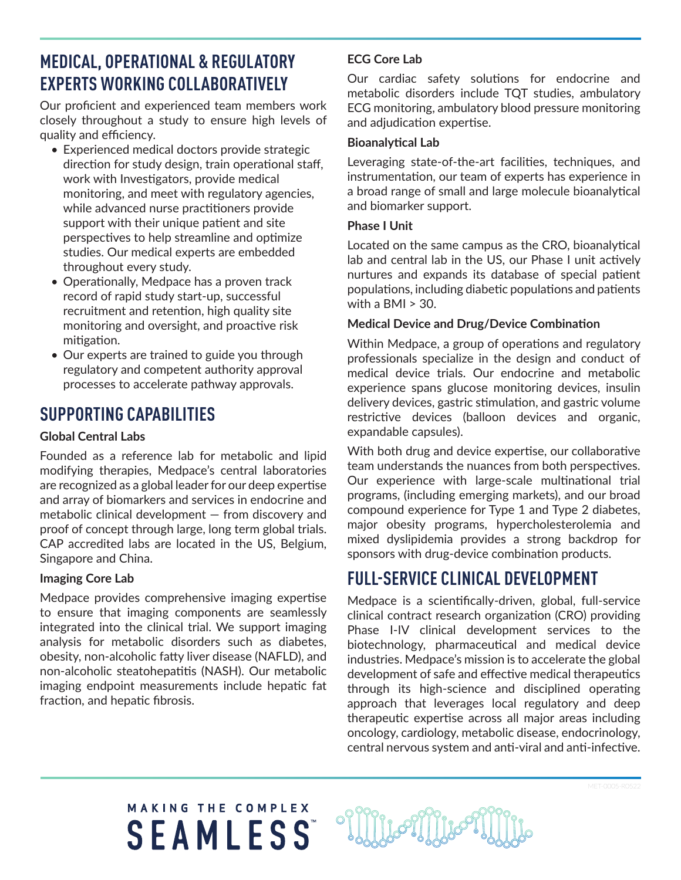## MEDICAL, OPERATIONAL & REGULATORY EXPERTS WORKING COLLABORATIVELY

Our proficient and experienced team members work closely throughout a study to ensure high levels of quality and efficiency.

- Experienced medical doctors provide strategic direction for study design, train operational staff, work with Investigators, provide medical monitoring, and meet with regulatory agencies, while advanced nurse practitioners provide support with their unique patient and site perspectives to help streamline and optimize studies. Our medical experts are embedded throughout every study.
- Operationally, Medpace has a proven track record of rapid study start-up, successful recruitment and retention, high quality site monitoring and oversight, and proactive risk mitigation.
- Our experts are trained to guide you through regulatory and competent authority approval processes to accelerate pathway approvals.

## SUPPORTING CAPABILITIES

**Global Central Labs**

Founded as a reference lab for metabolic and lipid modifying therapies, Medpace's central laboratories are recognized as a global leader for our deep expertise and array of biomarkers and services in endocrine and metabolic clinical development — from discovery and proof of concept through large, long term global trials. CAP accredited labs are located in the US, Belgium, Singapore and China.

**Imaging Core Lab**

Medpace provides comprehensive imaging expertise to ensure that imaging components are seamlessly integrated into the clinical trial. We support imaging analysis for metabolic disorders such as diabetes, obesity, non-alcoholic fatty liver disease (NAFLD), and non-alcoholic steatohepatitis (NASH). Our metabolic imaging endpoint measurements include hepatic fat fraction, and hepatic fibrosis.

**ECG Core Lab**

Our cardiac safety solutions for endocrine and metabolic disorders include TQT studies, ambulatory ECG monitoring, ambulatory blood pressure monitoring and adjudication expertise.

**Bioanalytical Lab**

Leveraging state-of-the-art facilities, techniques, and instrumentation, our team of experts has experience in a broad range of small and large molecule bioanalytical and biomarker support.

**Phase I Unit**

Located on the same campus as the CRO, bioanalytical lab and central lab in the US, our Phase I unit actively nurtures and expands its database of special patient populations, including diabetic populations and patients with a BMI > 30.

**Medical Device and Drug/Device Combination**

Within Medpace, a group of operations and regulatory professionals specialize in the design and conduct of medical device trials. Our endocrine and metabolic experience spans glucose monitoring devices, insulin delivery devices, gastric stimulation, and gastric volume restrictive devices (balloon devices and organic, expandable capsules).

With both drug and device expertise, our collaborative team understands the nuances from both perspectives. Our experience with large-scale multinational trial programs, (including emerging markets), and our broad compound experience for Type 1 and Type 2 diabetes, major obesity programs, hypercholesterolemia and mixed dyslipidemia provides a strong backdrop for sponsors with drug-device combination products.

## FULL-SERVICE CLINICAL DEVELOPMENT

Medpace is a scientifically-driven, global, full-service clinical contract research organization (CRO) providing Phase I-IV clinical development services to the biotechnology, pharmaceutical and medical device industries. Medpace's mission is to accelerate the global development of safe and effective medical therapeutics through its high-science and disciplined operating approach that leverages local regulatory and deep therapeutic expertise across all major areas including oncology, cardiology, metabolic disease, endocrinology, central nervous system and anti-viral and anti-infective.

MET-0005-R0522

MAKING THE COMPLEX SEAMLESS™